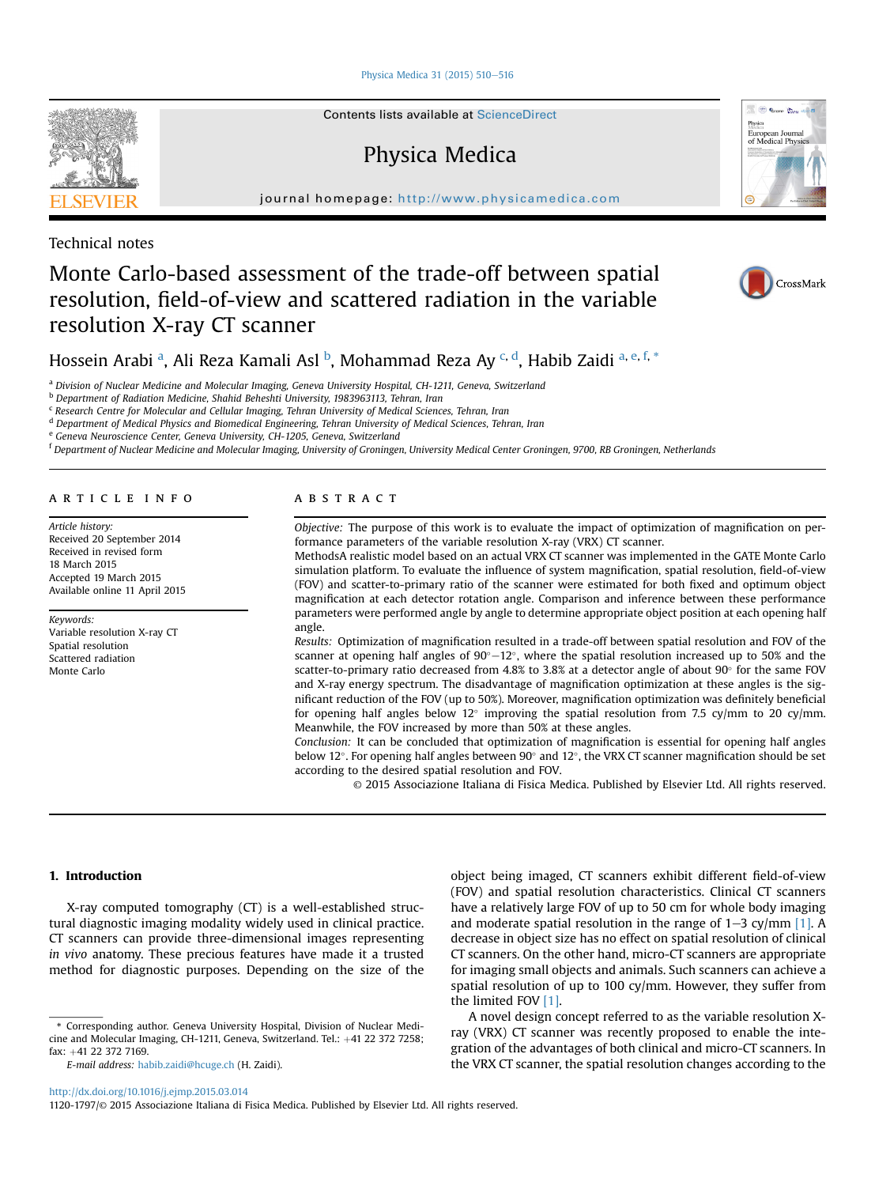Technical notes

# Monte Carlo-based assessment of the trade-off between spatial resolution, field-of-view and scattered radiation in the variable resolution X-ray CT scanner

Hossein Arabi [a], Ali Reza Kamali Asl [b], Mohammad Reza Ay [c, d], Habib Zaidi [a, e, f, *]

[a] Division of Nuclear Medicine and Molecular Imaging, Geneva University Hospital, CH-1211, Geneva, Switzerland
[b] Department of Radiation Medicine, Shahid Beheshti University, 1983963111, Tehran, Iran
[c] Research Centre for Molecular and Cellular Imaging, Tehran University of Medical Sciences, Tehran, Iran
[d] Department of Medical Physics and Biomedical Engineering, Tehran University of Medical Sciences, Tehran, Iran
[e] Geneva Neuroscience Center, Geneva University, CH-1205, Geneva, Switzerland
[f] Department of Nuclear Medicine and Molecular Imaging, University of Groningen, University Medical Center Groningen, 9700, RB Groningen, Netherlands

## ARTICLE INFO

*Article history:*
Received 20 September 2014
Received in revised form
18 March 2015
Accepted 19 March 2015
Available online 11 April 2015

*Keywords:*
Variable resolution X-ray CT
Spatial resolution
Scattered radiation
Monte Carlo

## ABSTRACT

*Objective:* The purpose of this work is to evaluate the impact of optimization of magnification on performance parameters of the variable resolution X-ray (VRX) CT scanner.

MethodsA realistic model based on an actual VRX CT scanner was implemented in the GATE Monte Carlo simulation platform. To evaluate the influence of system magnification, spatial resolution, field-of-view (FOV) and scatter-to-primary ratio of the scanner were estimated for both fixed and optimum object magnification at each detector rotation angle. Comparison and inference between these performance parameters were performed angle by angle to determine appropriate object position at each opening half angle.

*Results:* Optimization of magnification resulted in a trade-off between spatial resolution and FOV of the scanner at opening half angles of 90°–12°, where the spatial resolution increased up to 50% and the scatter-to-primary ratio decreased from 4.8% to 3.8% at a detector angle of about 90° for the same FOV and X-ray energy spectrum. The disadvantage of magnification optimization at these angles is the significant reduction of the FOV (up to 50%). Moreover, magnification optimization was definitely beneficial for opening half angles below 12° improving the spatial resolution from 7.5 cy/mm to 20 cy/mm. Meanwhile, the FOV increased by more than 50% at these angles.

*Conclusion:* It can be concluded that optimization of magnification is essential for opening half angles below 12°. For opening half angles between 90° and 12°, the VRX CT scanner magnification should be set according to the desired spatial resolution and FOV.

© 2015 Associazione Italiana di Fisica Medica. Published by Elsevier Ltd. All rights reserved.

## 1. Introduction

X-ray computed tomography (CT) is a well-established structural diagnostic imaging modality widely used in clinical practice. CT scanners can provide three-dimensional images representing *in vivo* anatomy. These precious features have made it a trusted method for diagnostic purposes. Depending on the size of the object being imaged, CT scanners exhibit different field-of-view (FOV) and spatial resolution characteristics. Clinical CT scanners have a relatively large FOV of up to 50 cm for whole body imaging and moderate spatial resolution in the range of 1–3 cy/mm [1]. A decrease in object size has no effect on spatial resolution of clinical CT scanners. On the other hand, micro-CT scanners are appropriate for imaging small objects and animals. Such scanners can achieve a spatial resolution of up to 100 cy/mm. However, they suffer from the limited FOV [1].

A novel design concept referred to as the variable resolution X-ray (VRX) CT scanner was recently proposed to enable the integration of the advantages of both clinical and micro-CT scanners. In the VRX CT scanner, the spatial resolution changes according to the

\* Corresponding author. Geneva University Hospital, Division of Nuclear Medicine and Molecular Imaging, CH-1211, Geneva, Switzerland. Tel.: +41 22 372 7258; fax: +41 22 372 7169.

*E-mail address:* habib.zaidi@hcuge.ch (H. Zaidi).

http://dx.doi.org/10.1016/j.ejmp.2015.03.014
1120-1797/© 2015 Associazione Italiana di Fisica Medica. Published by Elsevier Ltd. All rights reserved.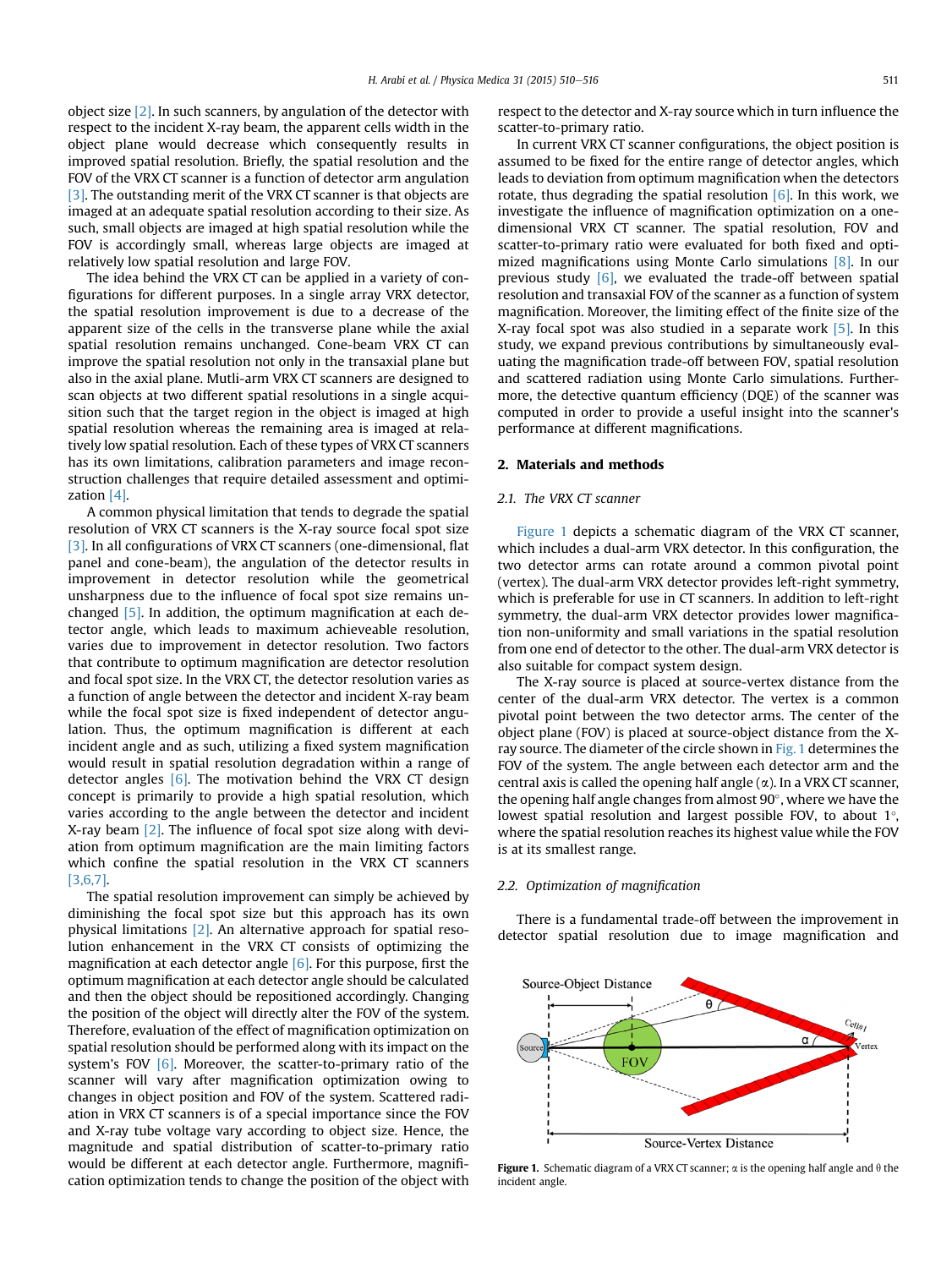object size [2]. In such scanners, by angulation of the detector with respect to the incident X-ray beam, the apparent cells width in the object plane would decrease which consequently results in improved spatial resolution. Briefly, the spatial resolution and the FOV of the VRX CT scanner is a function of detector arm angulation [3]. The outstanding merit of the VRX CT scanner is that objects are imaged at an adequate spatial resolution according to their size. As such, small objects are imaged at high spatial resolution while the FOV is accordingly small, whereas large objects are imaged at relatively low spatial resolution and large FOV.

The idea behind the VRX CT can be applied in a variety of configurations for different purposes. In a single array VRX detector, the spatial resolution improvement is due to a decrease of the apparent size of the cells in the transverse plane while the axial spatial resolution remains unchanged. Cone-beam VRX CT can improve the spatial resolution not only in the transaxial plane but also in the axial plane. Mutli-arm VRX CT scanners are designed to scan objects at two different spatial resolutions in a single acquisition such that the target region in the object is imaged at high spatial resolution whereas the remaining area is imaged at relatively low spatial resolution. Each of these types of VRX CT scanners has its own limitations, calibration parameters and image reconstruction challenges that require detailed assessment and optimization [4].

A common physical limitation that tends to degrade the spatial resolution of VRX CT scanners is the X-ray source focal spot size [3]. In all configurations of VRX CT scanners (one-dimensional, flat panel and cone-beam), the angulation of the detector results in improvement in detector resolution while the geometrical unsharpness due to the influence of focal spot size remains unchanged [5]. In addition, the optimum magnification at each detector angle, which leads to maximum achieveable resolution, varies due to improvement in detector resolution. Two factors that contribute to optimum magnification are detector resolution and focal spot size. In the VRX CT, the detector resolution varies as a function of angle between the detector and incident X-ray beam while the focal spot size is fixed independent of detector angulation. Thus, the optimum magnification is different at each incident angle and as such, utilizing a fixed system magnification would result in spatial resolution degradation within a range of detector angles [6]. The motivation behind the VRX CT design concept is primarily to provide a high spatial resolution, which varies according to the angle between the detector and incident X-ray beam [2]. The influence of focal spot size along with deviation from optimum magnification are the main limiting factors which confine the spatial resolution in the VRX CT scanners [3,6,7].

The spatial resolution improvement can simply be achieved by diminishing the focal spot size but this approach has its own physical limitations [2]. An alternative approach for spatial resolution enhancement in the VRX CT consists of optimizing the magnification at each detector angle [6]. For this purpose, first the optimum magnification at each detector angle should be calculated and then the object should be repositioned accordingly. Changing the position of the object will directly alter the FOV of the system. Therefore, evaluation of the effect of magnification optimization on spatial resolution should be performed along with its impact on the system's FOV [6]. Moreover, the scatter-to-primary ratio of the scanner will vary after magnification optimization owing to changes in object position and FOV of the system. Scattered radiation in VRX CT scanners is of a special importance since the FOV and X-ray tube voltage vary according to object size. Hence, the magnitude and spatial distribution of scatter-to-primary ratio would be different at each detector angle. Furthermore, magnification optimization tends to change the position of the object with respect to the detector and X-ray source which in turn influence the scatter-to-primary ratio.

In current VRX CT scanner configurations, the object position is assumed to be fixed for the entire range of detector angles, which leads to deviation from optimum magnification when the detectors rotate, thus degrading the spatial resolution [6]. In this work, we investigate the influence of magnification optimization on a one-dimensional VRX CT scanner. The spatial resolution, FOV and scatter-to-primary ratio were evaluated for both fixed and optimized magnifications using Monte Carlo simulations [8]. In our previous study [6], we evaluated the trade-off between spatial resolution and transaxial FOV of the scanner as a function of system magnification. Moreover, the limiting effect of the finite size of the X-ray focal spot was also studied in a separate work [5]. In this study, we expand previous contributions by simultaneously evaluating the magnification trade-off between FOV, spatial resolution and scattered radiation using Monte Carlo simulations. Furthermore, the detective quantum efficiency (DQE) of the scanner was computed in order to provide a useful insight into the scanner's performance at different magnifications.

## 2. Materials and methods

### 2.1. The VRX CT scanner

Figure 1 depicts a schematic diagram of the VRX CT scanner, which includes a dual-arm VRX detector. In this configuration, the two detector arms can rotate around a common pivotal point (vertex). The dual-arm VRX detector provides left-right symmetry, which is preferable for use in CT scanners. In addition to left-right symmetry, the dual-arm VRX detector provides lower magnification non-uniformity and small variations in the spatial resolution from one end of detector to the other. The dual-arm VRX detector is also suitable for compact system design.

The X-ray source is placed at source-vertex distance from the center of the dual-arm VRX detector. The vertex is a common pivotal point between the two detector arms. The center of the object plane (FOV) is placed at source-object distance from the X-ray source. The diameter of the circle shown in Fig. 1 determines the FOV of the system. The angle between each detector arm and the central axis is called the opening half angle ($\alpha$). In a VRX CT scanner, the opening half angle changes from almost 90°, where we have the lowest spatial resolution and largest possible FOV, to about 1°, where the spatial resolution reaches its highest value while the FOV is at its smallest range.

### 2.2. Optimization of magnification

There is a fundamental trade-off between the improvement in detector spatial resolution due to image magnification and

**Figure 1.** Schematic diagram of a VRX CT scanner; $\alpha$ is the opening half angle and $\theta$ the incident angle.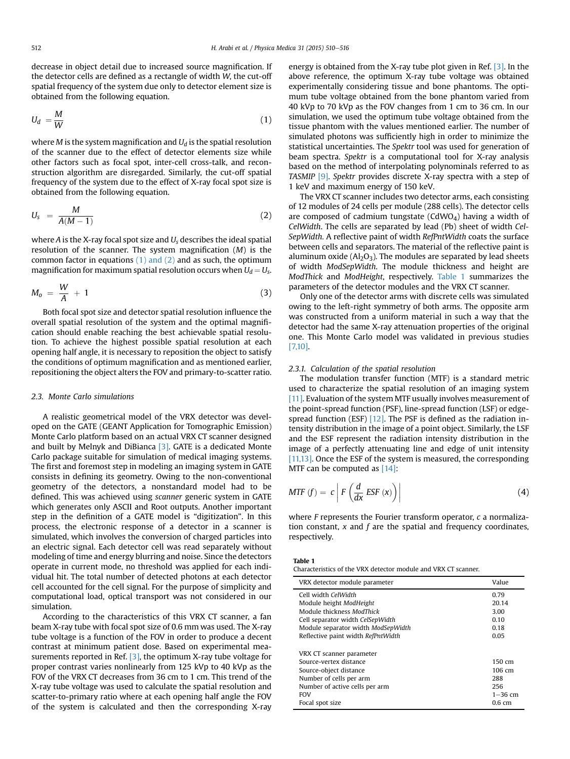decrease in object detail due to increased source magnification. If the detector cells are defined as a rectangle of width $W$, the cut-off spatial frequency of the system due only to detector element size is obtained from the following equation.

$$U_d = \frac{M}{W} \tag{1}$$

where $M$ is the system magnification and $U_d$ is the spatial resolution of the scanner due to the effect of detector elements size while other factors such as focal spot, inter-cell cross-talk, and reconstruction algorithm are disregarded. Similarly, the cut-off spatial frequency of the system due to the effect of X-ray focal spot size is obtained from the following equation.

$$U_s = \frac{M}{A(M-1)} \tag{2}$$

where $A$ is the X-ray focal spot size and $U_s$ describes the ideal spatial resolution of the scanner. The system magnification ($M$) is the common factor in equations (1) and (2) and as such, the optimum magnification for maximum spatial resolution occurs when $U_d = U_s$.

$$M_o = \frac{W}{A} + 1 \tag{3}$$

Both focal spot size and detector spatial resolution influence the overall spatial resolution of the system and the optimal magnification should enable reaching the best achievable spatial resolution. To achieve the highest possible spatial resolution at each opening half angle, it is necessary to reposition the object to satisfy the conditions of optimum magnification and as mentioned earlier, repositioning the object alters the FOV and primary-to-scatter ratio.

### 2.3. Monte Carlo simulations

A realistic geometrical model of the VRX detector was developed on the GATE (GEANT Application for Tomographic Emission) Monte Carlo platform based on an actual VRX CT scanner designed and built by Melnyk and DiBianca [3]. GATE is a dedicated Monte Carlo package suitable for simulation of medical imaging systems. The first and foremost step in modeling an imaging system in GATE consists in defining its geometry. Owing to the non-conventional geometry of the detectors, a nonstandard model had to be defined. This was achieved using *scanner* generic system in GATE which generates only ASCII and Root outputs. Another important step in the definition of a GATE model is "digitization". In this process, the electronic response of a detector in a scanner is simulated, which involves the conversion of charged particles into an electric signal. Each detector cell was read separately without modeling of time and energy blurring and noise. Since the detectors operate in current mode, no threshold was applied for each individual hit. The total number of detected photons at each detector cell accounted for the cell signal. For the purpose of simplicity and computational load, optical transport was not considered in our simulation.

According to the characteristics of this VRX CT scanner, a fan beam X-ray tube with focal spot size of 0.6 mm was used. The X-ray tube voltage is a function of the FOV in order to produce a decent contrast at minimum patient dose. Based on experimental measurements reported in Ref. [3], the optimum X-ray tube voltage for proper contrast varies nonlinearly from 125 kVp to 40 kVp as the FOV of the VRX CT decreases from 36 cm to 1 cm. This trend of the X-ray tube voltage was used to calculate the spatial resolution and scatter-to-primary ratio where at each opening half angle the FOV of the system is calculated and then the corresponding X-ray energy is obtained from the X-ray tube plot given in Ref. [3]. In the above reference, the optimum X-ray tube voltage was obtained experimentally considering tissue and bone phantoms. The optimum tube voltage obtained from the bone phantom varied from 40 kVp to 70 kVp as the FOV changes from 1 cm to 36 cm. In our simulation, we used the optimum tube voltage obtained from the tissue phantom with the values mentioned earlier. The number of simulated photons was sufficiently high in order to minimize the statistical uncertainties. The *Spektr* tool was used for generation of beam spectra. *Spektr* is a computational tool for X-ray analysis based on the method of interpolating polynominals referred to as *TASMIP* [9]. *Spektr* provides discrete X-ray spectra with a step of 1 keV and maximum energy of 150 keV.

The VRX CT scanner includes two detector arms, each consisting of 12 modules of 24 cells per module (288 cells). The detector cells are composed of cadmium tungstate ($CdWO_4$) having a width of *CelWidth*. The cells are separated by lead (Pb) sheet of width *CelSepWidth*. A reflective paint of width *RefPntWidth* coats the surface between cells and separators. The material of the reflective paint is aluminum oxide ($Al_2O_3$). The modules are separated by lead sheets of width *ModSepWidth*. The module thickness and height are *ModThick* and *ModHeight*, respectively. Table 1 summarizes the parameters of the detector modules and the VRX CT scanner.

Only one of the detector arms with discrete cells was simulated owing to the left-right symmetry of both arms. The opposite arm was constructed from a uniform material in such a way that the detector had the same X-ray attenuation properties of the original one. This Monte Carlo model was validated in previous studies [7,10].

#### 2.3.1. Calculation of the spatial resolution

The modulation transfer function (MTF) is a standard metric used to characterize the spatial resolution of an imaging system [11]. Evaluation of the system MTF usually involves measurement of the point-spread function (PSF), line-spread function (LSF) or edge-spread function (ESF) [12]. The PSF is defined as the radiation intensity distribution in the image of a point object. Similarly, the LSF and the ESF represent the radiation intensity distribution in the image of a perfectly attenuating line and edge of unit intensity [11,13]. Once the ESF of the system is measured, the corresponding MTF can be computed as [14]:

$$MTF\,(f) = c\left|F\left(\frac{d}{dx}\,ESF\,(x)\right)\right| \tag{4}$$

where $F$ represents the Fourier transform operator, $c$ a normalization constant, $x$ and $f$ are the spatial and frequency coordinates, respectively.

**Table 1**
Characteristics of the VRX detector module and VRX CT scanner.

| VRX detector module parameter | Value |
|---|---|
| Cell width *CelWidth* | 0.79 |
| Module height *ModHeight* | 20.14 |
| Module thickness *ModThick* | 3.00 |
| Cell separator width *CelSepWidth* | 0.10 |
| Module separator width *ModSepWidth* | 0.18 |
| Reflective paint width *RefPntWidth* | 0.05 |
| | |
| VRX CT scanner parameter | |
| Source-vertex distance | 150 cm |
| Source-object distance | 106 cm |
| Number of cells per arm | 288 |
| Number of active cells per arm | 256 |
| FOV | 1–36 cm |
| Focal spot size | 0.6 cm |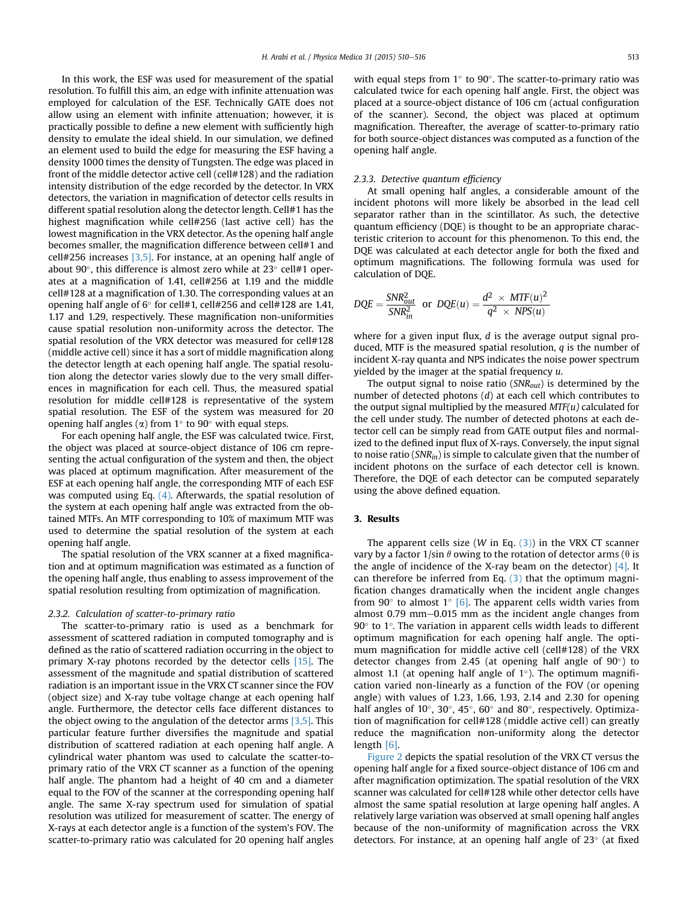In this work, the ESF was used for measurement of the spatial resolution. To fulfill this aim, an edge with infinite attenuation was employed for calculation of the ESF. Technically GATE does not allow using an element with infinite attenuation; however, it is practically possible to define a new element with sufficiently high density to emulate the ideal shield. In our simulation, we defined an element used to build the edge for measuring the ESF having a density 1000 times the density of Tungsten. The edge was placed in front of the middle detector active cell (cell#128) and the radiation intensity distribution of the edge recorded by the detector. In VRX detectors, the variation in magnification of detector cells results in different spatial resolution along the detector length. Cell#1 has the highest magnification while cell#256 (last active cell) has the lowest magnification in the VRX detector. As the opening half angle becomes smaller, the magnification difference between cell#1 and cell#256 increases [3,5]. For instance, at an opening half angle of about 90°, this difference is almost zero while at 23° cell#1 operates at a magnification of 1.41, cell#256 at 1.19 and the middle cell#128 at a magnification of 1.30. The corresponding values at an opening half angle of 6° for cell#1, cell#256 and cell#128 are 1.41, 1.17 and 1.29, respectively. These magnification non-uniformities cause spatial resolution non-uniformity across the detector. The spatial resolution of the VRX detector was measured for cell#128 (middle active cell) since it has a sort of middle magnification along the detector length at each opening half angle. The spatial resolution along the detector varies slowly due to the very small differences in magnification for each cell. Thus, the measured spatial resolution for middle cell#128 is representative of the system spatial resolution. The ESF of the system was measured for 20 opening half angles ($\alpha$) from 1° to 90° with equal steps.

For each opening half angle, the ESF was calculated twice. First, the object was placed at source-object distance of 106 cm representing the actual configuration of the system and then, the object was placed at optimum magnification. After measurement of the ESF at each opening half angle, the corresponding MTF of each ESF was computed using Eq. (4). Afterwards, the spatial resolution of the system at each opening half angle was extracted from the obtained MTFs. An MTF corresponding to 10% of maximum MTF was used to determine the spatial resolution of the system at each opening half angle.

The spatial resolution of the VRX scanner at a fixed magnification and at optimum magnification was estimated as a function of the opening half angle, thus enabling to assess improvement of the spatial resolution resulting from optimization of magnification.

### 2.3.2. Calculation of scatter-to-primary ratio

The scatter-to-primary ratio is used as a benchmark for assessment of scattered radiation in computed tomography and is defined as the ratio of scattered radiation occurring in the object to primary X-ray photons recorded by the detector cells [15]. The assessment of the magnitude and spatial distribution of scattered radiation is an important issue in the VRX CT scanner since the FOV (object size) and X-ray tube voltage change at each opening half angle. Furthermore, the detector cells face different distances to the object owing to the angulation of the detector arms [3,5]. This particular feature further diversifies the magnitude and spatial distribution of scattered radiation at each opening half angle. A cylindrical water phantom was used to calculate the scatter-to-primary ratio of the VRX CT scanner as a function of the opening half angle. The phantom had a height of 40 cm and a diameter equal to the FOV of the scanner at the corresponding opening half angle. The same X-ray spectrum used for simulation of spatial resolution was utilized for measurement of scatter. The energy of X-rays at each detector angle is a function of the system's FOV. The scatter-to-primary ratio was calculated for 20 opening half angles with equal steps from 1° to 90°. The scatter-to-primary ratio was calculated twice for each opening half angle. First, the object was placed at a source-object distance of 106 cm (actual configuration of the scanner). Second, the object was placed at optimum magnification. Thereafter, the average of scatter-to-primary ratio for both source-object distances was computed as a function of the opening half angle.

### 2.3.3. Detective quantum efficiency

At small opening half angles, a considerable amount of the incident photons will more likely be absorbed in the lead cell separator rather than in the scintillator. As such, the detective quantum efficiency (DQE) is thought to be an appropriate characteristic criterion to account for this phenomenon. To this end, the DQE was calculated at each detector angle for both the fixed and optimum magnifications. The following formula was used for calculation of DQE.

$$DQE = \frac{SNR_{out}^2}{SNR_{in}^2} \text{ or } DQE(u) = \frac{d^2 \times MTF(u)^2}{q^2 \times NPS(u)}$$

where for a given input flux, $d$ is the average output signal produced, MTF is the measured spatial resolution, $q$ is the number of incident X-ray quanta and NPS indicates the noise power spectrum yielded by the imager at the spatial frequency $u$.

The output signal to noise ratio ($SNR_{out}$) is determined by the number of detected photons ($d$) at each cell which contributes to the output signal multiplied by the measured $MTF(u)$ calculated for the cell under study. The number of detected photons at each detector cell can be simply read from GATE output files and normalized to the defined input flux of X-rays. Conversely, the input signal to noise ratio ($SNR_{in}$) is simple to calculate given that the number of incident photons on the surface of each detector cell is known. Therefore, the DQE of each detector can be computed separately using the above defined equation.

## 3. Results

The apparent cells size ($W$ in Eq. (3)) in the VRX CT scanner vary by a factor $1/\sin\theta$ owing to the rotation of detector arms ($\theta$ is the angle of incidence of the X-ray beam on the detector) [4]. It can therefore be inferred from Eq. (3) that the optimum magnification changes dramatically when the incident angle changes from 90° to almost 1° [6]. The apparent cells width varies from almost 0.79 mm–0.015 mm as the incident angle changes from 90° to 1°. The variation in apparent cells width leads to different optimum magnification for each opening half angle. The optimum magnification for middle active cell (cell#128) of the VRX detector changes from 2.45 (at opening half angle of 90°) to almost 1.1 (at opening half angle of 1°). The optimum magnification varied non-linearly as a function of the FOV (or opening angle) with values of 1.23, 1.66, 1.93, 2.14 and 2.30 for opening half angles of 10°, 30°, 45°, 60° and 80°, respectively. Optimization of magnification for cell#128 (middle active cell) can greatly reduce the magnification non-uniformity along the detector length [6].

Figure 2 depicts the spatial resolution of the VRX CT versus the opening half angle for a fixed source-object distance of 106 cm and after magnification optimization. The spatial resolution of the VRX scanner was calculated for cell#128 while other detector cells have almost the same spatial resolution at large opening half angles. A relatively large variation was observed at small opening half angles because of the non-uniformity of magnification across the VRX detectors. For instance, at an opening half angle of 23° (at fixed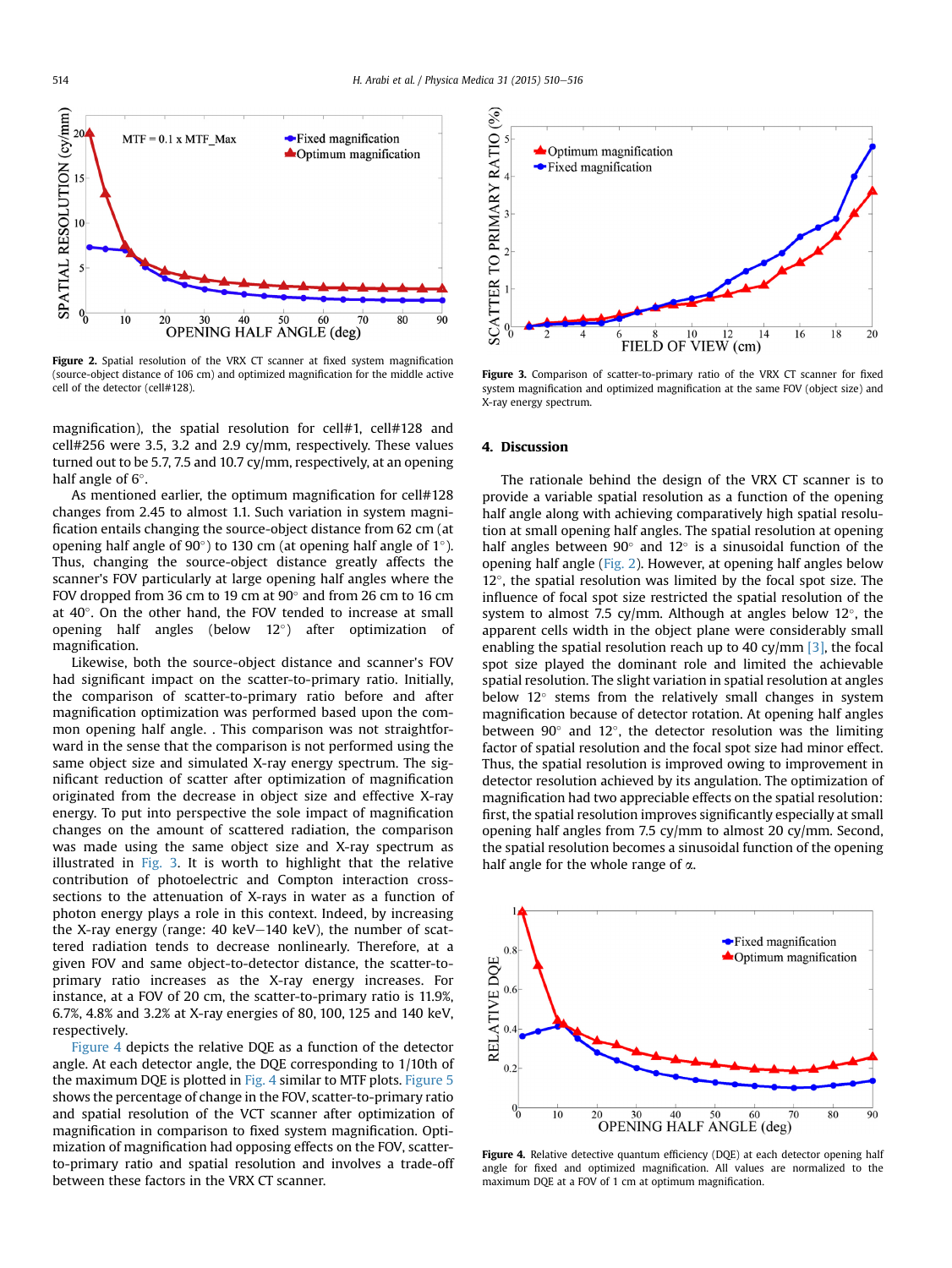Figure 2. Spatial resolution of the VRX CT scanner at fixed system magnification (source-object distance of 106 cm) and optimized magnification for the middle active cell of the detector (cell#128).

Figure 3. Comparison of scatter-to-primary ratio of the VRX CT scanner for fixed system magnification and optimized magnification at the same FOV (object size) and X-ray energy spectrum.

magnification), the spatial resolution for cell#1, cell#128 and cell#256 were 3.5, 3.2 and 2.9 cy/mm, respectively. These values turned out to be 5.7, 7.5 and 10.7 cy/mm, respectively, at an opening half angle of 6°.

As mentioned earlier, the optimum magnification for cell#128 changes from 2.45 to almost 1.1. Such variation in system magnification entails changing the source-object distance from 62 cm (at opening half angle of 90°) to 130 cm (at opening half angle of 1°). Thus, changing the source-object distance greatly affects the scanner's FOV particularly at large opening half angles where the FOV dropped from 36 cm to 19 cm at 90° and from 26 cm to 16 cm at 40°. On the other hand, the FOV tended to increase at small opening half angles (below 12°) after optimization of magnification.

Likewise, both the source-object distance and scanner's FOV had significant impact on the scatter-to-primary ratio. Initially, the comparison of scatter-to-primary ratio before and after magnification optimization was performed based upon the common opening half angle. . This comparison was not straightforward in the sense that the comparison is not performed using the same object size and simulated X-ray energy spectrum. The significant reduction of scatter after optimization of magnification originated from the decrease in object size and effective X-ray energy. To put into perspective the sole impact of magnification changes on the amount of scattered radiation, the comparison was made using the same object size and X-ray spectrum as illustrated in Fig. 3. It is worth to highlight that the relative contribution of photoelectric and Compton interaction cross-sections to the attenuation of X-rays in water as a function of photon energy plays a role in this context. Indeed, by increasing the X-ray energy (range: 40 keV–140 keV), the number of scattered radiation tends to decrease nonlinearly. Therefore, at a given FOV and same object-to-detector distance, the scatter-to-primary ratio increases as the X-ray energy increases. For instance, at a FOV of 20 cm, the scatter-to-primary ratio is 11.9%, 6.7%, 4.8% and 3.2% at X-ray energies of 80, 100, 125 and 140 keV, respectively.

Figure 4 depicts the relative DQE as a function of the detector angle. At each detector angle, the DQE corresponding to 1/10th of the maximum DQE is plotted in Fig. 4 similar to MTF plots. Figure 5 shows the percentage of change in the FOV, scatter-to-primary ratio and spatial resolution of the VCT scanner after optimization of magnification in comparison to fixed system magnification. Optimization of magnification had opposing effects on the FOV, scatter-to-primary ratio and spatial resolution and involves a trade-off between these factors in the VRX CT scanner.

## 4. Discussion

The rationale behind the design of the VRX CT scanner is to provide a variable spatial resolution as a function of the opening half angle along with achieving comparatively high spatial resolution at small opening half angles. The spatial resolution at opening half angles between 90° and 12° is a sinusoidal function of the opening half angle (Fig. 2). However, at opening half angles below 12°, the spatial resolution was limited by the focal spot size. The influence of focal spot size restricted the spatial resolution of the system to almost 7.5 cy/mm. Although at angles below 12°, the apparent cells width in the object plane were considerably small enabling the spatial resolution reach up to 40 cy/mm [3], the focal spot size played the dominant role and limited the achievable spatial resolution. The slight variation in spatial resolution at angles below 12° stems from the relatively small changes in system magnification because of detector rotation. At opening half angles between 90° and 12°, the detector resolution was the limiting factor of spatial resolution and the focal spot size had minor effect. Thus, the spatial resolution is improved owing to improvement in detector resolution achieved by its angulation. The optimization of magnification had two appreciable effects on the spatial resolution: first, the spatial resolution improves significantly especially at small opening half angles from 7.5 cy/mm to almost 20 cy/mm. Second, the spatial resolution becomes a sinusoidal function of the opening half angle for the whole range of $\alpha$.

Figure 4. Relative detective quantum efficiency (DQE) at each detector opening half angle for fixed and optimized magnification. All values are normalized to the maximum DQE at a FOV of 1 cm at optimum magnification.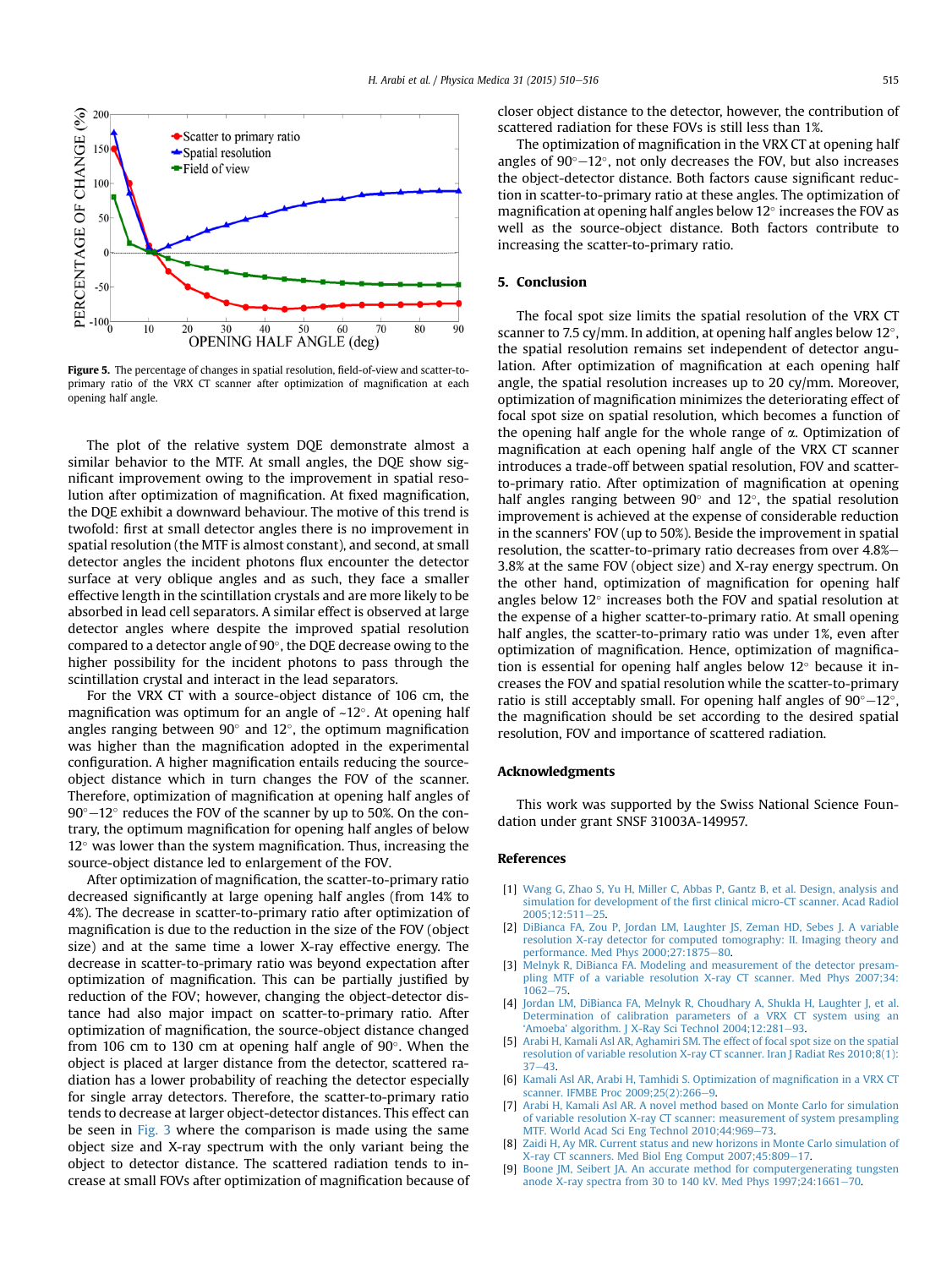Figure 5. The percentage of changes in spatial resolution, field-of-view and scatter-to-primary ratio of the VRX CT scanner after optimization of magnification at each opening half angle.

The plot of the relative system DQE demonstrate almost a similar behavior to the MTF. At small angles, the DQE show significant improvement owing to the improvement in spatial resolution after optimization of magnification. At fixed magnification, the DQE exhibit a downward behaviour. The motive of this trend is twofold: first at small detector angles there is no improvement in spatial resolution (the MTF is almost constant), and second, at small detector angles the incident photons flux encounter the detector surface at very oblique angles and as such, they face a smaller effective length in the scintillation crystals and are more likely to be absorbed in lead cell separators. A similar effect is observed at large detector angles where despite the improved spatial resolution compared to a detector angle of 90°, the DQE decrease owing to the higher possibility for the incident photons to pass through the scintillation crystal and interact in the lead separators.

For the VRX CT with a source-object distance of 106 cm, the magnification was optimum for an angle of ~12°. At opening half angles ranging between 90° and 12°, the optimum magnification was higher than the magnification adopted in the experimental configuration. A higher magnification entails reducing the source-object distance which in turn changes the FOV of the scanner. Therefore, optimization of magnification at opening half angles of 90°–12° reduces the FOV of the scanner by up to 50%. On the contrary, the optimum magnification for opening half angles of below 12° was lower than the system magnification. Thus, increasing the source-object distance led to enlargement of the FOV.

After optimization of magnification, the scatter-to-primary ratio decreased significantly at large opening half angles (from 14% to 4%). The decrease in scatter-to-primary ratio after optimization of magnification is due to the reduction in the size of the FOV (object size) and at the same time a lower X-ray effective energy. The decrease in scatter-to-primary ratio was beyond expectation after optimization of magnification. This can be partially justified by reduction of the FOV; however, changing the object-detector distance had also major impact on scatter-to-primary ratio. After optimization of magnification, the source-object distance changed from 106 cm to 130 cm at opening half angle of 90°. When the object is placed at larger distance from the detector, scattered radiation has a lower probability of reaching the detector especially for single array detectors. Therefore, the scatter-to-primary ratio tends to decrease at larger object-detector distances. This effect can be seen in Fig. 3 where the comparison is made using the same object size and X-ray spectrum with the only variant being the object to detector distance. The scattered radiation tends to increase at small FOVs after optimization of magnification because of closer object distance to the detector, however, the contribution of scattered radiation for these FOVs is still less than 1%.

The optimization of magnification in the VRX CT at opening half angles of 90°–12°, not only decreases the FOV, but also increases the object-detector distance. Both factors cause significant reduction in scatter-to-primary ratio at these angles. The optimization of magnification at opening half angles below 12° increases the FOV as well as the source-object distance. Both factors contribute to increasing the scatter-to-primary ratio.

## 5. Conclusion

The focal spot size limits the spatial resolution of the VRX CT scanner to 7.5 cy/mm. In addition, at opening half angles below 12°, the spatial resolution remains set independent of detector angulation. After optimization of magnification at each opening half angle, the spatial resolution increases up to 20 cy/mm. Moreover, optimization of magnification minimizes the deteriorating effect of focal spot size on spatial resolution, which becomes a function of the opening half angle for the whole range of $\alpha$. Optimization of magnification at each opening half angle of the VRX CT scanner introduces a trade-off between spatial resolution, FOV and scatter-to-primary ratio. After optimization of magnification at opening half angles ranging between 90° and 12°, the spatial resolution improvement is achieved at the expense of considerable reduction in the scanners' FOV (up to 50%). Beside the improvement in spatial resolution, the scatter-to-primary ratio decreases from over 4.8%–3.8% at the same FOV (object size) and X-ray energy spectrum. On the other hand, optimization of magnification for opening half angles below 12° increases both the FOV and spatial resolution at the expense of a higher scatter-to-primary ratio. At small opening half angles, the scatter-to-primary ratio was under 1%, even after optimization of magnification. Hence, optimization of magnification is essential for opening half angles below 12° because it increases the FOV and spatial resolution while the scatter-to-primary ratio is still acceptably small. For opening half angles of 90°–12°, the magnification should be set according to the desired spatial resolution, FOV and importance of scattered radiation.

## Acknowledgments

This work was supported by the Swiss National Science Foundation under grant SNSF 31003A-149957.

## References

[1] Wang G, Zhao S, Yu H, Miller C, Abbas P, Gantz B, et al. Design, analysis and simulation for development of the first clinical micro-CT scanner. Acad Radiol 2005;12:511–25.

[2] DiBianca FA, Zou P, Jordan LM, Laughter JS, Zeman HD, Sebes J. A variable resolution X-ray detector for computed tomography: II. Imaging theory and performance. Med Phys 2000;27:1875–80.

[3] Melnyk R, DiBianca FA. Modeling and measurement of the detector presampling MTF of a variable resolution X-ray CT scanner. Med Phys 2007;34:1062–75.

[4] Jordan LM, DiBianca FA, Melnyk R, Choudhary A, Shukla H, Laughter J, et al. Determination of calibration parameters of a VRX CT system using an 'Amoeba' algorithm. J X-Ray Sci Technol 2004;12:281–93.

[5] Arabi H, Kamali Asl AR, Aghamiri SM. The effect of focal spot size on the spatial resolution of variable resolution X-ray CT scanner. Iran J Radiat Res 2010;8(1):37–43.

[6] Kamali Asl AR, Arabi H, Tamhidi S. Optimization of magnification in a VRX CT scanner. IFMBE Proc 2009;25(2):266–9.

[7] Arabi H, Kamali Asl AR. A novel method based on Monte Carlo for simulation of variable resolution X-ray CT scanner: measurement of system presampling MTF. World Acad Sci Eng Technol 2010;44:969–73.

[8] Zaidi H, Ay MR. Current status and new horizons in Monte Carlo simulation of X-ray CT scanners. Med Biol Eng Comput 2007;45:809–17.

[9] Boone JM, Seibert JA. An accurate method for computergenerating tungsten anode X-ray spectra from 30 to 140 kV. Med Phys 1997;24:1661–70.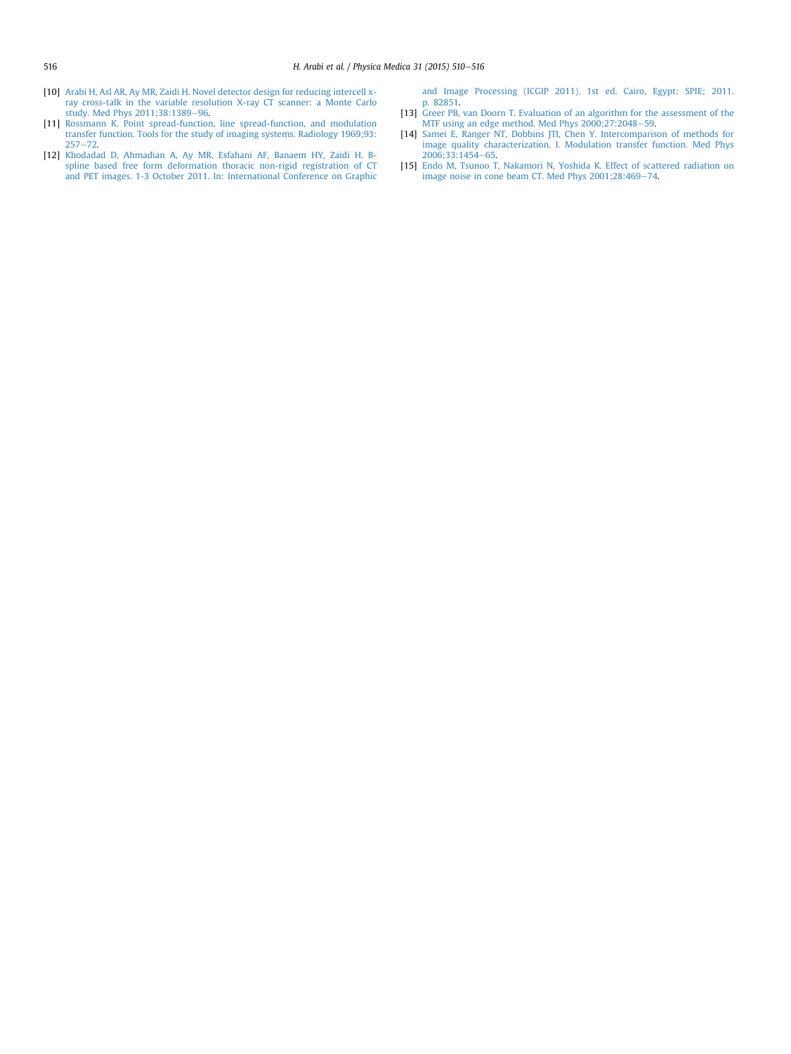[10] Arabi H, Asl AR, Ay MR, Zaidi H. Novel detector design for reducing intercell x-ray cross-talk in the variable resolution X-ray CT scanner: a Monte Carlo study. Med Phys 2011;38:1389–96.

[11] Rossmann K. Point spread-function, line spread-function, and modulation transfer function. Tools for the study of imaging systems. Radiology 1969;93:257–72.

[12] Khodadad D, Ahmadian A, Ay MR, Esfahani AF, Banaem HY, Zaidi H. B-spline based free form deformation thoracic non-rigid registration of CT and PET images. 1-3 October 2011. In: International Conference on Graphic and Image Processing (ICGIP 2011). 1st ed. Cairo, Egypt: SPIE; 2011. p. 82851.

[13] Greer PB, van Doorn T. Evaluation of an algorithm for the assessment of the MTF using an edge method. Med Phys 2000;27:2048–59.

[14] Samei E, Ranger NT, Dobbins JTI, Chen Y. Intercomparison of methods for image quality characterization. I. Modulation transfer function. Med Phys 2006;33:1454–65.

[15] Endo M, Tsunoo T, Nakamori N, Yoshida K. Effect of scattered radiation on image noise in cone beam CT. Med Phys 2001;28:469–74.